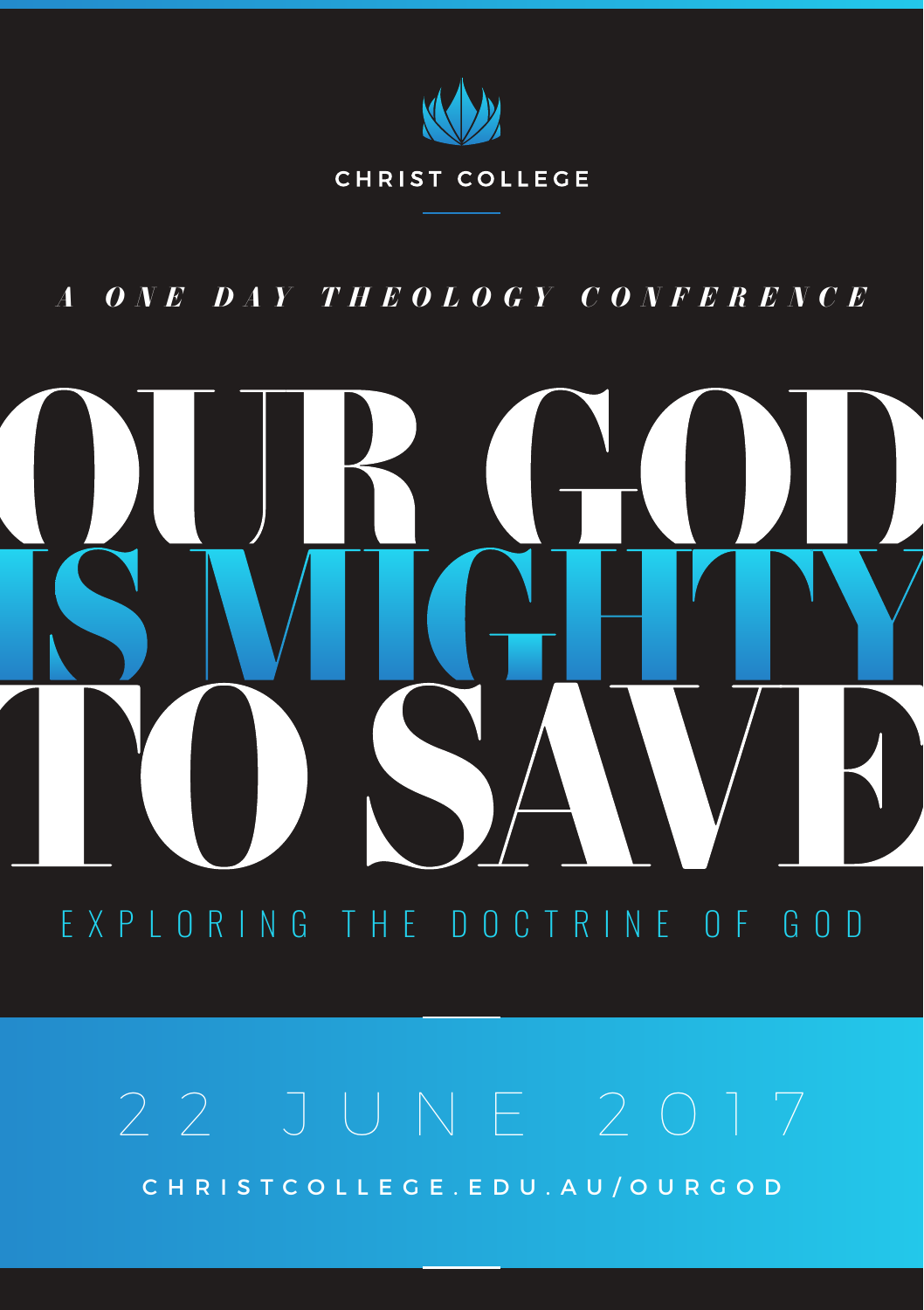CHRIST COLLEGE

*A ONE DAY THEOLOGY CONFERENCE*

# OUR GOD IS MIGHTY TO SAVE

## EXPLORING THE DOCTRINE OF GOD

22 JUNE 2017

CHRISTCOLLEGE.EDU.AU/OURGOD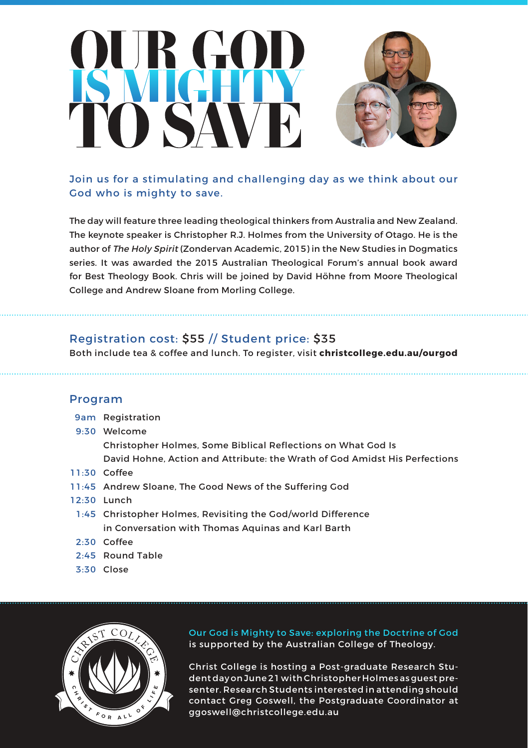# OUR GOD IS MIGHTY TO SAVE

Join us for a stimulating and challenging day as we think about our God who is mighty to save.

The day will feature three leading theological thinkers from Australia and New Zealand. The keynote speaker is Christopher R.J. Holmes from the University of Otago. He is the author of *The Holy Spirit* (Zondervan Academic, 2015) in the New Studies in Dogmatics series. It was awarded the 2015 Australian Theological Forum's annual book award for Best Theology Book. Chris will be joined by David Höhne from Moore Theological College and Andrew Sloane from Morling College.

## Registration cost: $55 // Student price: $35

Both include tea & coffee and lunch. To register, visit **christcollege.edu.au/ourgod**

## Program

| | |
|---|---|
| 9am | Registration |
| 9:30 | Welcome |
| | Christopher Holmes, Some Biblical Reflections on What God Is |
| | David Hohne, Action and Attribute: the Wrath of God Amidst His Perfections |
| 11:30 | Coffee |
| 11:45 | Andrew Sloane, The Good News of the Suffering God |
| 12:30 | Lunch |
| 1:45 | Christopher Holmes, Revisiting the God/world Difference in Conversation with Thomas Aquinas and Karl Barth |
| 2:30 | Coffee |
| 2:45 | Round Table |
| 3:30 | Close |

CHRIST COLLEGE — CHRIST FOR ALL OF LIFE

Our God is Mighty to Save: exploring the Doctrine of God is supported by the Australian College of Theology.

Christ College is hosting a Post-graduate Research Student day on June 21 with Christopher Holmes as guest presenter. Research Students interested in attending should contact Greg Goswell, the Postgraduate Coordinator at ggoswell@christcollege.edu.au